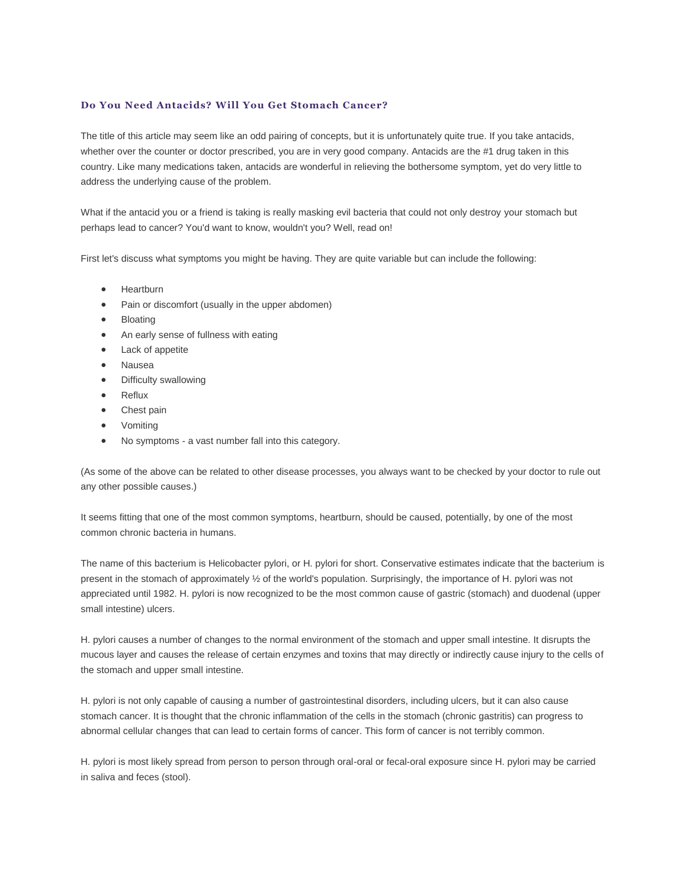### Do You Need Antacids? Will You Get Stomach Cancer?

The title of this article may seem like an odd pairing of concepts, but it is unfortunately quite true. If you take antacids, whether over the counter or doctor prescribed, you are in very good company. Antacids are the #1 drug taken in this country. Like many medications taken, antacids are wonderful in relieving the bothersome symptom, yet do very little to address the underlying cause of the problem.

What if the antacid you or a friend is taking is really masking evil bacteria that could not only destroy your stomach but perhaps lead to cancer? You'd want to know, wouldn't you? Well, read on!

First let's discuss what symptoms you might be having. They are quite variable but can include the following:

- Heartburn
- Pain or discomfort (usually in the upper abdomen)
- Bloating
- An early sense of fullness with eating
- Lack of appetite
- Nausea
- Difficulty swallowing
- Reflux
- Chest pain
- Vomiting
- No symptoms - a vast number fall into this category.

(As some of the above can be related to other disease processes, you always want to be checked by your doctor to rule out any other possible causes.)

It seems fitting that one of the most common symptoms, heartburn, should be caused, potentially, by one of the most common chronic bacteria in humans.

The name of this bacterium is Helicobacter pylori, or H. pylori for short. Conservative estimates indicate that the bacterium is present in the stomach of approximately ½ of the world's population. Surprisingly, the importance of H. pylori was not appreciated until 1982. H. pylori is now recognized to be the most common cause of gastric (stomach) and duodenal (upper small intestine) ulcers.

H. pylori causes a number of changes to the normal environment of the stomach and upper small intestine. It disrupts the mucous layer and causes the release of certain enzymes and toxins that may directly or indirectly cause injury to the cells of the stomach and upper small intestine.

H. pylori is not only capable of causing a number of gastrointestinal disorders, including ulcers, but it can also cause stomach cancer. It is thought that the chronic inflammation of the cells in the stomach (chronic gastritis) can progress to abnormal cellular changes that can lead to certain forms of cancer. This form of cancer is not terribly common.

H. pylori is most likely spread from person to person through oral-oral or fecal-oral exposure since H. pylori may be carried in saliva and feces (stool).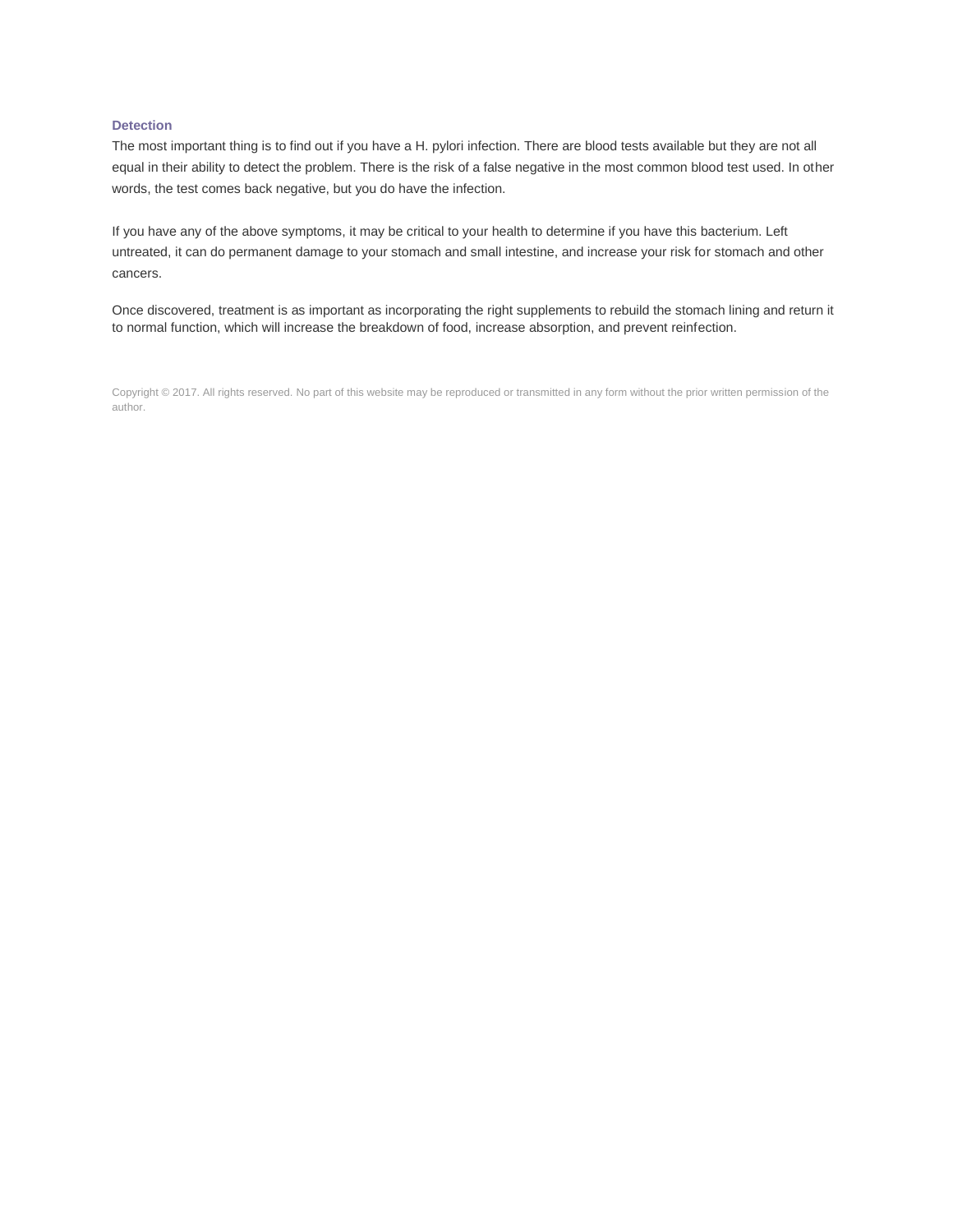### Detection

The most important thing is to find out if you have a H. pylori infection. There are blood tests available but they are not all equal in their ability to detect the problem. There is the risk of a false negative in the most common blood test used. In other words, the test comes back negative, but you do have the infection.

If you have any of the above symptoms, it may be critical to your health to determine if you have this bacterium. Left untreated, it can do permanent damage to your stomach and small intestine, and increase your risk for stomach and other cancers.

Once discovered, treatment is as important as incorporating the right supplements to rebuild the stomach lining and return it to normal function, which will increase the breakdown of food, increase absorption, and prevent reinfection.

Copyright © 2017. All rights reserved. No part of this website may be reproduced or transmitted in any form without the prior written permission of the author.